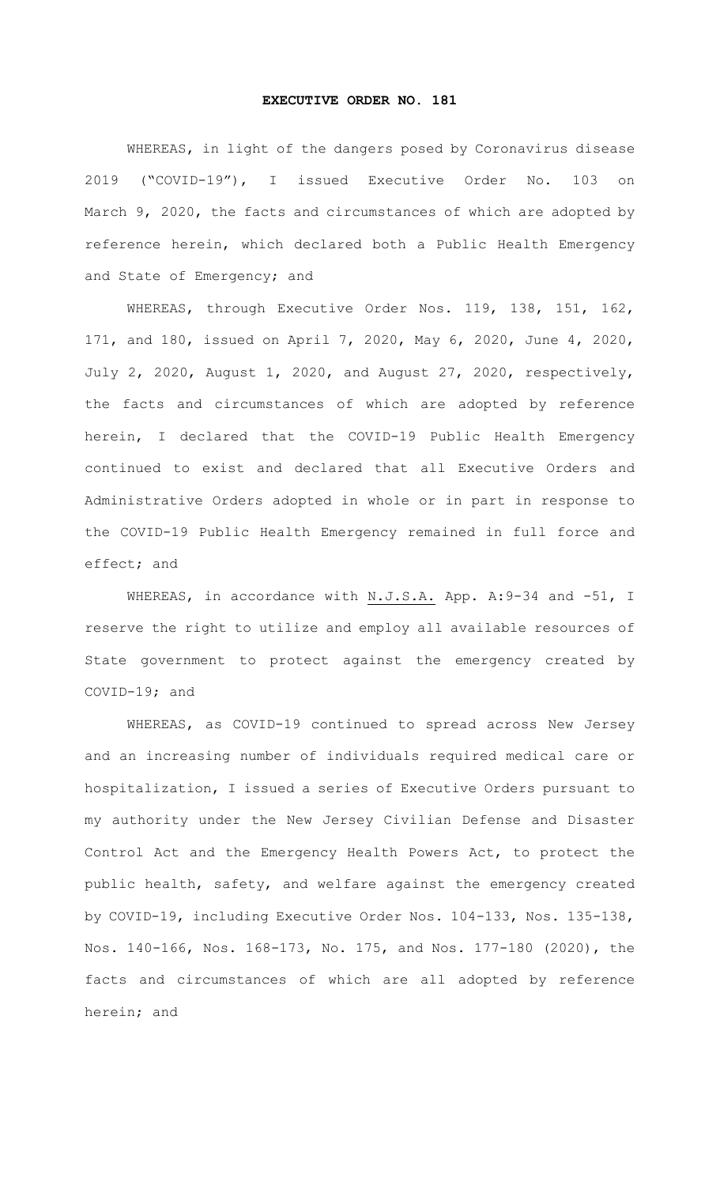# EXECUTIVE ORDER NO. 181

WHEREAS, in light of the dangers posed by Coronavirus disease 2019 ("COVID-19"), I issued Executive Order No. 103 on March 9, 2020, the facts and circumstances of which are adopted by reference herein, which declared both a Public Health Emergency and State of Emergency; and

WHEREAS, through Executive Order Nos. 119, 138, 151, 162, 171, and 180, issued on April 7, 2020, May 6, 2020, June 4, 2020, July 2, 2020, August 1, 2020, and August 27, 2020, respectively, the facts and circumstances of which are adopted by reference herein, I declared that the COVID-19 Public Health Emergency continued to exist and declared that all Executive Orders and Administrative Orders adopted in whole or in part in response to the COVID-19 Public Health Emergency remained in full force and effect; and

WHEREAS, in accordance with N.J.S.A. App. A:9-34 and -51, I reserve the right to utilize and employ all available resources of State government to protect against the emergency created by COVID-19; and

WHEREAS, as COVID-19 continued to spread across New Jersey and an increasing number of individuals required medical care or hospitalization, I issued a series of Executive Orders pursuant to my authority under the New Jersey Civilian Defense and Disaster Control Act and the Emergency Health Powers Act, to protect the public health, safety, and welfare against the emergency created by COVID-19, including Executive Order Nos. 104-133, Nos. 135-138, Nos. 140-166, Nos. 168-173, No. 175, and Nos. 177-180 (2020), the facts and circumstances of which are all adopted by reference herein; and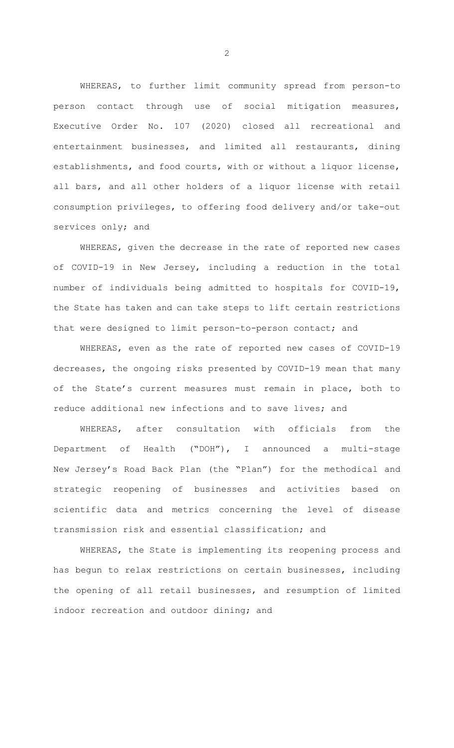WHEREAS, to further limit community spread from person-to person contact through use of social mitigation measures, Executive Order No. 107 (2020) closed all recreational and entertainment businesses, and limited all restaurants, dining establishments, and food courts, with or without a liquor license, all bars, and all other holders of a liquor license with retail consumption privileges, to offering food delivery and/or take-out services only; and

WHEREAS, given the decrease in the rate of reported new cases of COVID-19 in New Jersey, including a reduction in the total number of individuals being admitted to hospitals for COVID-19, the State has taken and can take steps to lift certain restrictions that were designed to limit person-to-person contact; and

WHEREAS, even as the rate of reported new cases of COVID-19 decreases, the ongoing risks presented by COVID-19 mean that many of the State's current measures must remain in place, both to reduce additional new infections and to save lives; and

WHEREAS, after consultation with officials from the Department of Health ("DOH"), I announced a multi-stage New Jersey's Road Back Plan (the "Plan") for the methodical and strategic reopening of businesses and activities based on scientific data and metrics concerning the level of disease transmission risk and essential classification; and

WHEREAS, the State is implementing its reopening process and has begun to relax restrictions on certain businesses, including the opening of all retail businesses, and resumption of limited indoor recreation and outdoor dining; and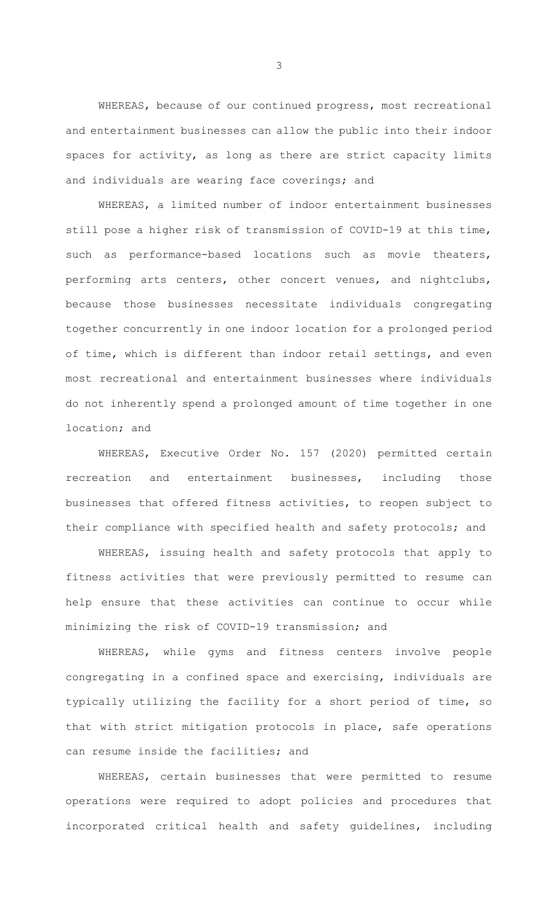WHEREAS, because of our continued progress, most recreational and entertainment businesses can allow the public into their indoor spaces for activity, as long as there are strict capacity limits and individuals are wearing face coverings; and

WHEREAS, a limited number of indoor entertainment businesses still pose a higher risk of transmission of COVID-19 at this time, such as performance-based locations such as movie theaters, performing arts centers, other concert venues, and nightclubs, because those businesses necessitate individuals congregating together concurrently in one indoor location for a prolonged period of time, which is different than indoor retail settings, and even most recreational and entertainment businesses where individuals do not inherently spend a prolonged amount of time together in one location; and

WHEREAS, Executive Order No. 157 (2020) permitted certain recreation and entertainment businesses, including those businesses that offered fitness activities, to reopen subject to their compliance with specified health and safety protocols; and

WHEREAS, issuing health and safety protocols that apply to fitness activities that were previously permitted to resume can help ensure that these activities can continue to occur while minimizing the risk of COVID-19 transmission; and

WHEREAS, while gyms and fitness centers involve people congregating in a confined space and exercising, individuals are typically utilizing the facility for a short period of time, so that with strict mitigation protocols in place, safe operations can resume inside the facilities; and

WHEREAS, certain businesses that were permitted to resume operations were required to adopt policies and procedures that incorporated critical health and safety guidelines, including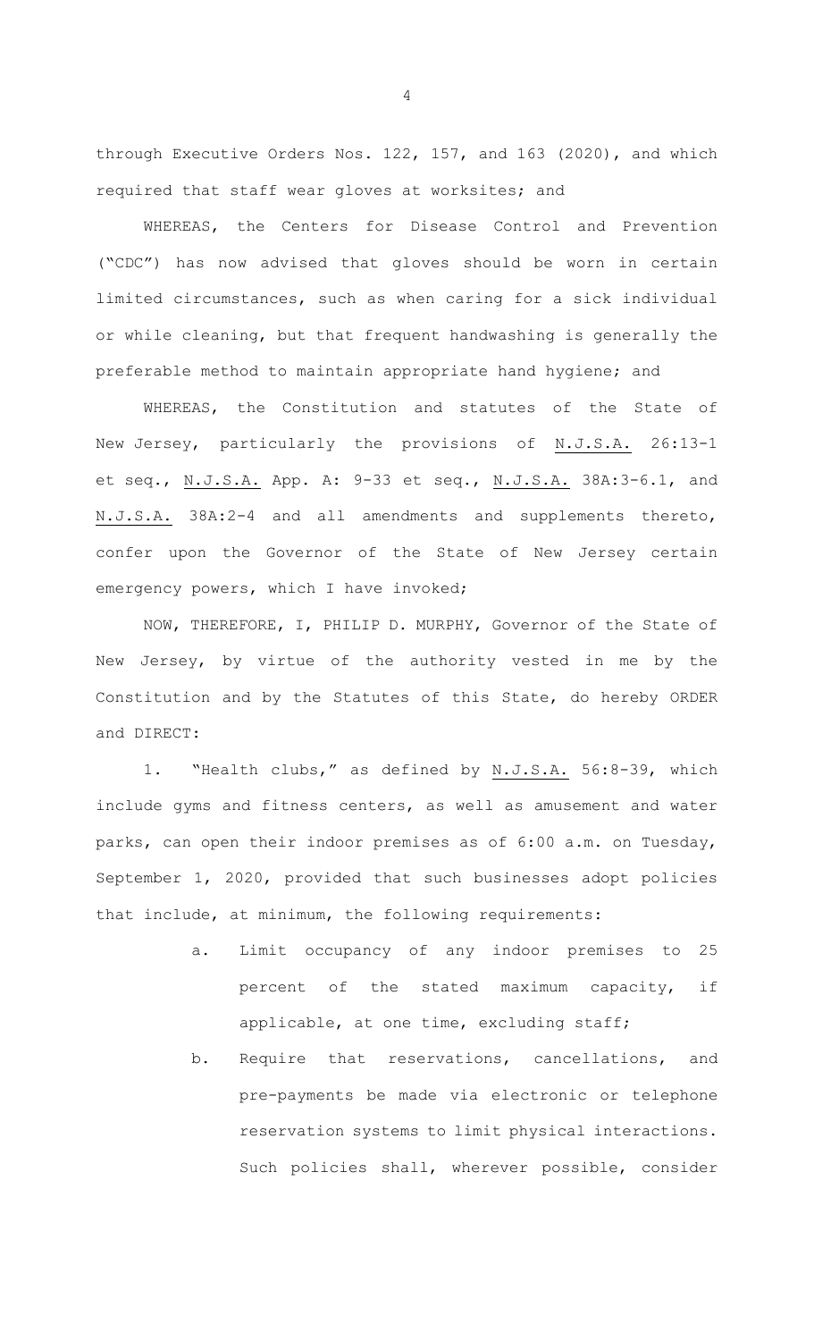through Executive Orders Nos. 122, 157, and 163 (2020), and which required that staff wear gloves at worksites; and

WHEREAS, the Centers for Disease Control and Prevention ("CDC") has now advised that gloves should be worn in certain limited circumstances, such as when caring for a sick individual or while cleaning, but that frequent handwashing is generally the preferable method to maintain appropriate hand hygiene; and

WHEREAS, the Constitution and statutes of the State of New Jersey, particularly the provisions of N.J.S.A. 26:13-1 et seq., N.J.S.A. App. A: 9-33 et seq., N.J.S.A. 38A:3-6.1, and N.J.S.A. 38A:2-4 and all amendments and supplements thereto, confer upon the Governor of the State of New Jersey certain emergency powers, which I have invoked;

NOW, THEREFORE, I, PHILIP D. MURPHY, Governor of the State of New Jersey, by virtue of the authority vested in me by the Constitution and by the Statutes of this State, do hereby ORDER and DIRECT:

1. "Health clubs," as defined by N.J.S.A. 56:8-39, which include gyms and fitness centers, as well as amusement and water parks, can open their indoor premises as of 6:00 a.m. on Tuesday, September 1, 2020, provided that such businesses adopt policies that include, at minimum, the following requirements:

   a. Limit occupancy of any indoor premises to 25 percent of the stated maximum capacity, if applicable, at one time, excluding staff;

   b. Require that reservations, cancellations, and pre-payments be made via electronic or telephone reservation systems to limit physical interactions. Such policies shall, wherever possible, consider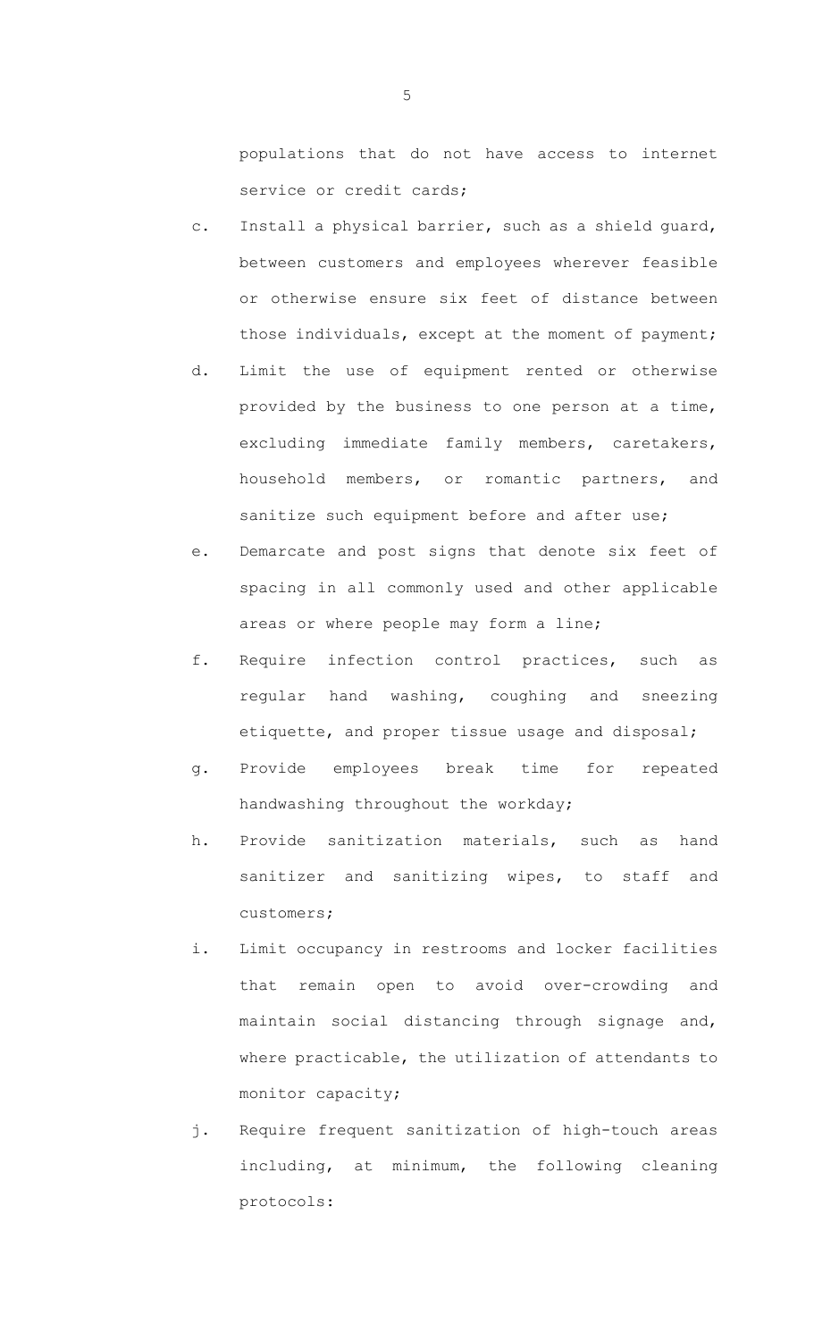populations that do not have access to internet service or credit cards;

c. Install a physical barrier, such as a shield guard, between customers and employees wherever feasible or otherwise ensure six feet of distance between those individuals, except at the moment of payment;

d. Limit the use of equipment rented or otherwise provided by the business to one person at a time, excluding immediate family members, caretakers, household members, or romantic partners, and sanitize such equipment before and after use;

e. Demarcate and post signs that denote six feet of spacing in all commonly used and other applicable areas or where people may form a line;

f. Require infection control practices, such as regular hand washing, coughing and sneezing etiquette, and proper tissue usage and disposal;

g. Provide employees break time for repeated handwashing throughout the workday;

h. Provide sanitization materials, such as hand sanitizer and sanitizing wipes, to staff and customers;

i. Limit occupancy in restrooms and locker facilities that remain open to avoid over-crowding and maintain social distancing through signage and, where practicable, the utilization of attendants to monitor capacity;

j. Require frequent sanitization of high-touch areas including, at minimum, the following cleaning protocols: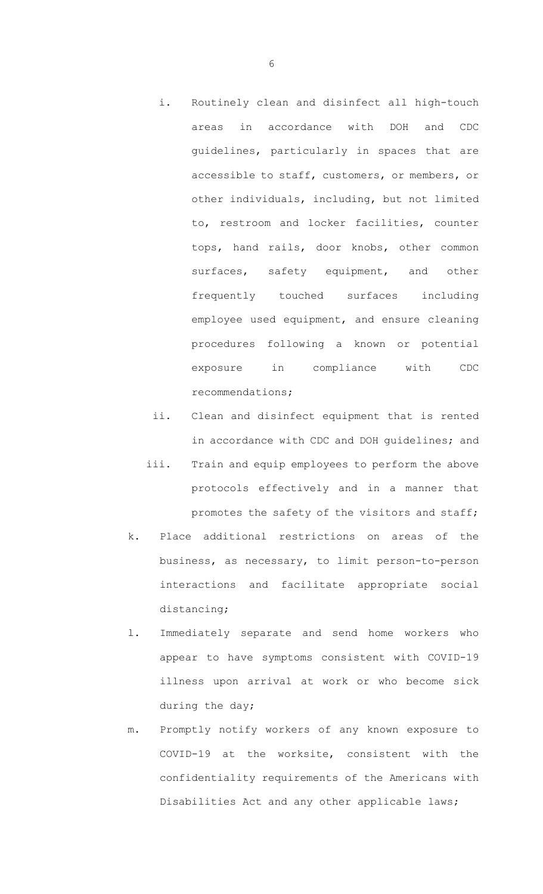i. Routinely clean and disinfect all high-touch areas in accordance with DOH and CDC guidelines, particularly in spaces that are accessible to staff, customers, or members, or other individuals, including, but not limited to, restroom and locker facilities, counter tops, hand rails, door knobs, other common surfaces, safety equipment, and other frequently touched surfaces including employee used equipment, and ensure cleaning procedures following a known or potential exposure in compliance with CDC recommendations;

ii. Clean and disinfect equipment that is rented in accordance with CDC and DOH guidelines; and

iii. Train and equip employees to perform the above protocols effectively and in a manner that promotes the safety of the visitors and staff;

k. Place additional restrictions on areas of the business, as necessary, to limit person-to-person interactions and facilitate appropriate social distancing;

l. Immediately separate and send home workers who appear to have symptoms consistent with COVID-19 illness upon arrival at work or who become sick during the day;

m. Promptly notify workers of any known exposure to COVID-19 at the worksite, consistent with the confidentiality requirements of the Americans with Disabilities Act and any other applicable laws;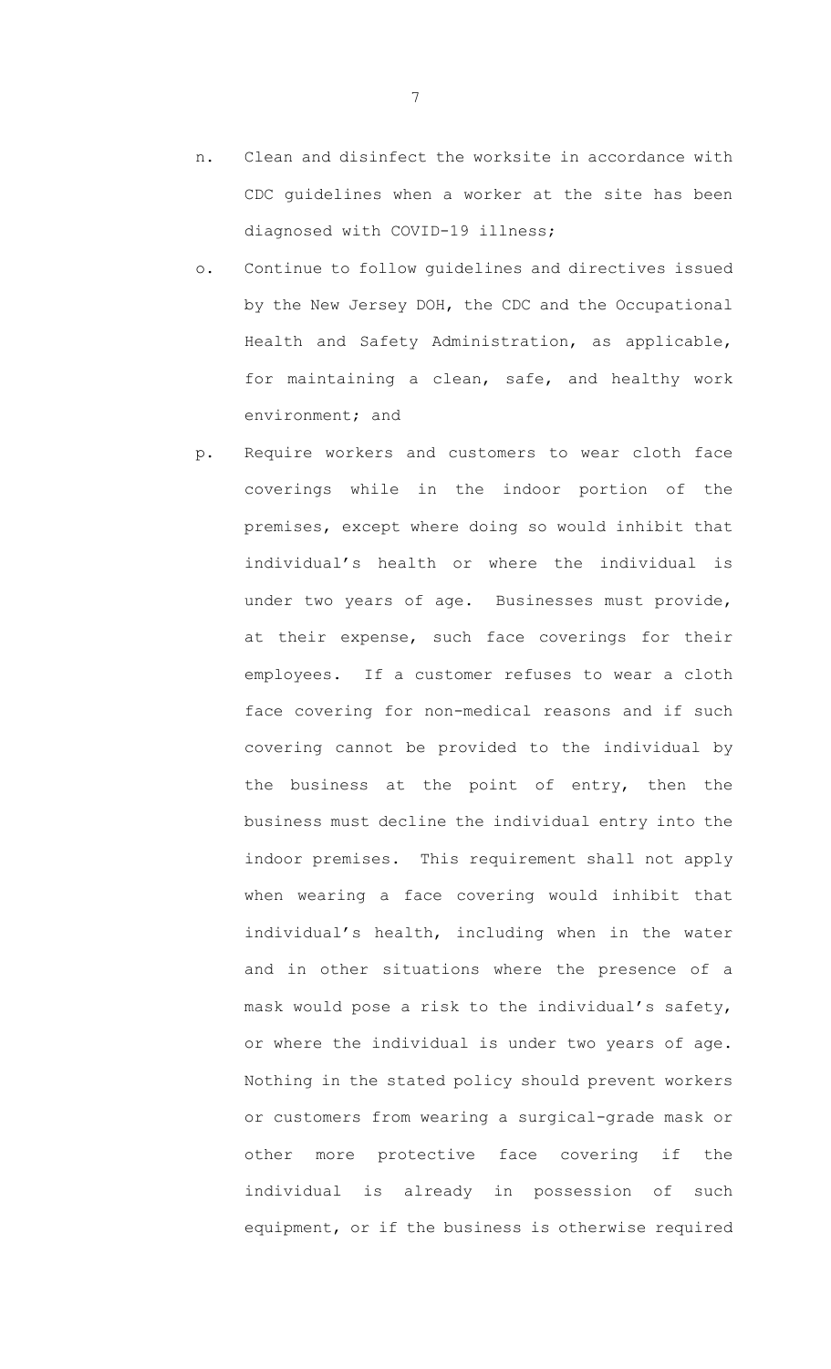n. Clean and disinfect the worksite in accordance with CDC guidelines when a worker at the site has been diagnosed with COVID-19 illness;

o. Continue to follow guidelines and directives issued by the New Jersey DOH, the CDC and the Occupational Health and Safety Administration, as applicable, for maintaining a clean, safe, and healthy work environment; and

p. Require workers and customers to wear cloth face coverings while in the indoor portion of the premises, except where doing so would inhibit that individual's health or where the individual is under two years of age. Businesses must provide, at their expense, such face coverings for their employees. If a customer refuses to wear a cloth face covering for non-medical reasons and if such covering cannot be provided to the individual by the business at the point of entry, then the business must decline the individual entry into the indoor premises. This requirement shall not apply when wearing a face covering would inhibit that individual's health, including when in the water and in other situations where the presence of a mask would pose a risk to the individual's safety, or where the individual is under two years of age. Nothing in the stated policy should prevent workers or customers from wearing a surgical-grade mask or other more protective face covering if the individual is already in possession of such equipment, or if the business is otherwise required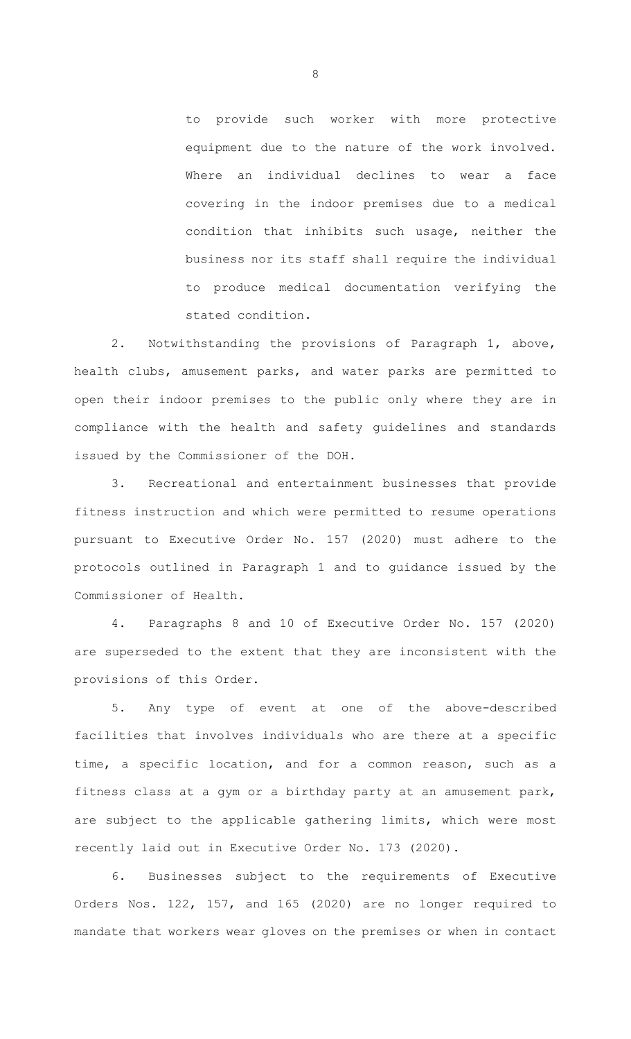to provide such worker with more protective equipment due to the nature of the work involved. Where an individual declines to wear a face covering in the indoor premises due to a medical condition that inhibits such usage, neither the business nor its staff shall require the individual to produce medical documentation verifying the stated condition.

2. Notwithstanding the provisions of Paragraph 1, above, health clubs, amusement parks, and water parks are permitted to open their indoor premises to the public only where they are in compliance with the health and safety guidelines and standards issued by the Commissioner of the DOH.

3. Recreational and entertainment businesses that provide fitness instruction and which were permitted to resume operations pursuant to Executive Order No. 157 (2020) must adhere to the protocols outlined in Paragraph 1 and to guidance issued by the Commissioner of Health.

4. Paragraphs 8 and 10 of Executive Order No. 157 (2020) are superseded to the extent that they are inconsistent with the provisions of this Order.

5. Any type of event at one of the above-described facilities that involves individuals who are there at a specific time, a specific location, and for a common reason, such as a fitness class at a gym or a birthday party at an amusement park, are subject to the applicable gathering limits, which were most recently laid out in Executive Order No. 173 (2020).

6. Businesses subject to the requirements of Executive Orders Nos. 122, 157, and 165 (2020) are no longer required to mandate that workers wear gloves on the premises or when in contact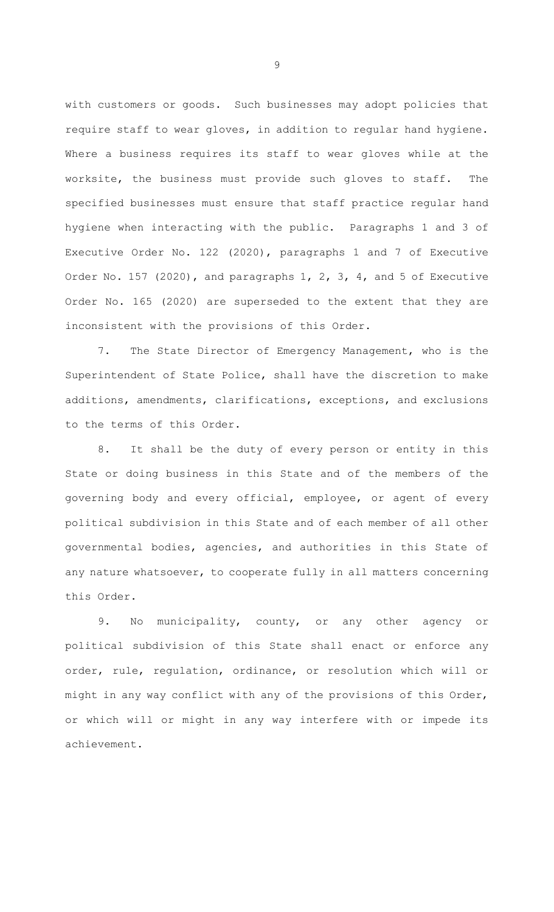with customers or goods. Such businesses may adopt policies that require staff to wear gloves, in addition to regular hand hygiene. Where a business requires its staff to wear gloves while at the worksite, the business must provide such gloves to staff. The specified businesses must ensure that staff practice regular hand hygiene when interacting with the public. Paragraphs 1 and 3 of Executive Order No. 122 (2020), paragraphs 1 and 7 of Executive Order No. 157 (2020), and paragraphs 1, 2, 3, 4, and 5 of Executive Order No. 165 (2020) are superseded to the extent that they are inconsistent with the provisions of this Order.

7. The State Director of Emergency Management, who is the Superintendent of State Police, shall have the discretion to make additions, amendments, clarifications, exceptions, and exclusions to the terms of this Order.

8. It shall be the duty of every person or entity in this State or doing business in this State and of the members of the governing body and every official, employee, or agent of every political subdivision in this State and of each member of all other governmental bodies, agencies, and authorities in this State of any nature whatsoever, to cooperate fully in all matters concerning this Order.

9. No municipality, county, or any other agency or political subdivision of this State shall enact or enforce any order, rule, regulation, ordinance, or resolution which will or might in any way conflict with any of the provisions of this Order, or which will or might in any way interfere with or impede its achievement.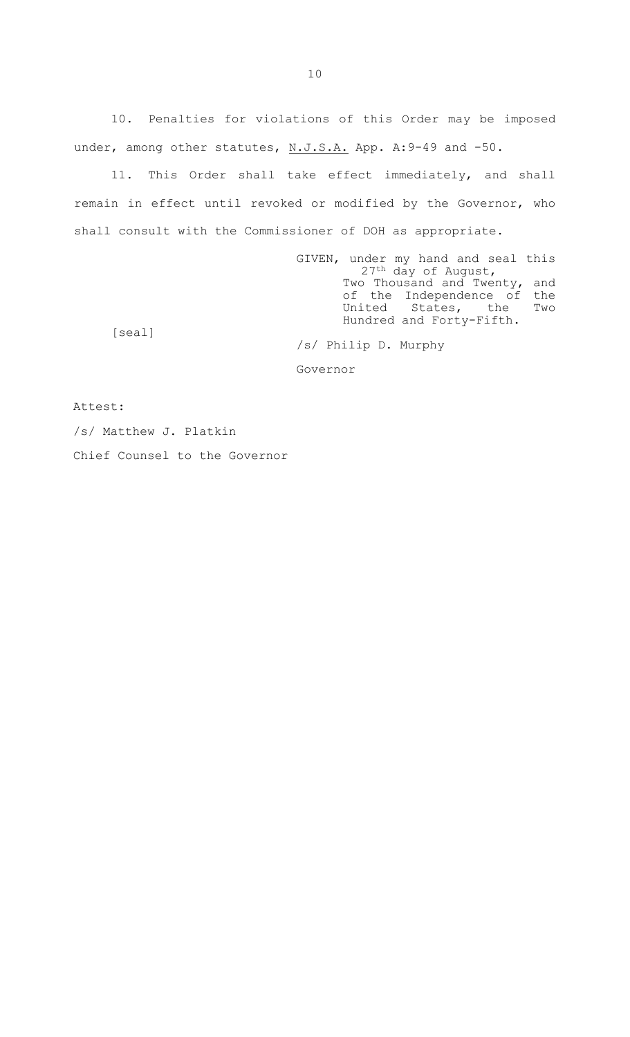10. Penalties for violations of this Order may be imposed under, among other statutes, N.J.S.A. App. A:9-49 and -50.

11. This Order shall take effect immediately, and shall remain in effect until revoked or modified by the Governor, who shall consult with the Commissioner of DOH as appropriate.

GIVEN, under my hand and seal this 27th day of August, Two Thousand and Twenty, and of the Independence of the United States, the Two Hundred and Forty-Fifth.

[seal]

/s/ Philip D. Murphy

Governor

Attest:

/s/ Matthew J. Platkin

Chief Counsel to the Governor